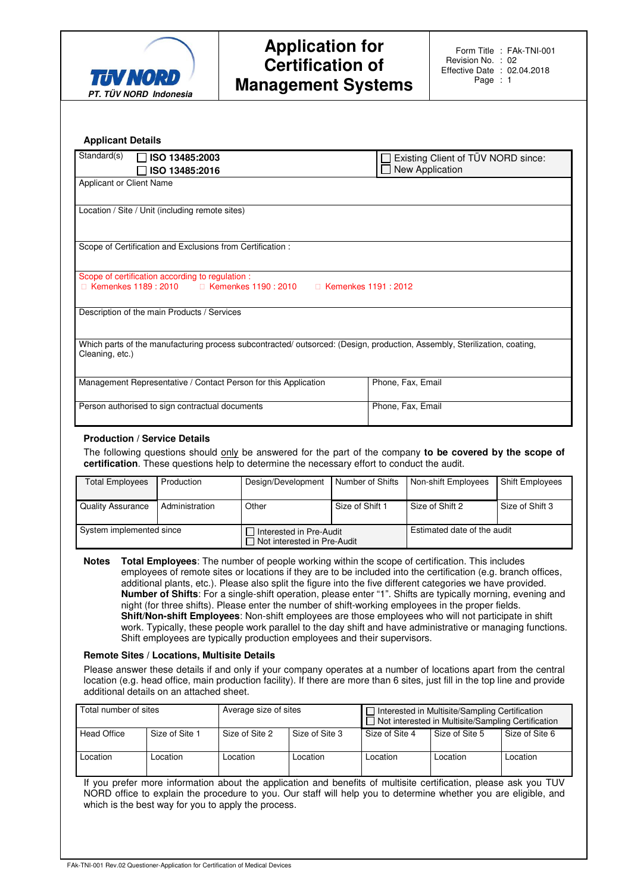**PT. TÜV NORD Indonesia**

# Application for Certification of Management Systems

Form Title : FAk-TNI-001
Revision No. : 02
Effective Date : 02.04.2018
Page : 1

## Applicant Details

| Standard(s) ☐ ISO 13485:2003 ☐ ISO 13485:2016 | ☐ Existing Client of TÜV NORD since: ☐ New Application |
|---|---|
| Applicant or Client Name | |
| Location / Site / Unit (including remote sites) | |
| Scope of Certification and Exclusions from Certification : | |
| Scope of certification according to regulation : ☐ Kemenkes 1189 : 2010 ☐ Kemenkes 1190 : 2010 ☐ Kemenkes 1191 : 2012 | |
| Description of the main Products / Services | |
| Which parts of the manufacturing process subcontracted/ outsorced: (Design, production, Assembly, Sterilization, coating, Cleaning, etc.) | |
| Management Representative / Contact Person for this Application | Phone, Fax, Email |
| Person authorised to sign contractual documents | Phone, Fax, Email |

## Production / Service Details

The following questions should only be answered for the part of the company **to be covered by the scope of certification**. These questions help to determine the necessary effort to conduct the audit.

| Total Employees | Production | Design/Development | Number of Shifts | Non-shift Employees | Shift Employees |
|---|---|---|---|---|---|
| Quality Assurance | Administration | Other | Size of Shift 1 | Size of Shift 2 | Size of Shift 3 |
| System implemented since | | ☐ Interested in Pre-Audit ☐ Not interested in Pre-Audit | | Estimated date of the audit | |

**Notes** **Total Employees**: The number of people working within the scope of certification. This includes employees of remote sites or locations if they are to be included into the certification (e.g. branch offices, additional plants, etc.). Please also split the figure into the five different categories we have provided.
**Number of Shifts**: For a single-shift operation, please enter "1". Shifts are typically morning, evening and night (for three shifts). Please enter the number of shift-working employees in the proper fields.
**Shift/Non-shift Employees**: Non-shift employees are those employees who will not participate in shift work. Typically, these people work parallel to the day shift and have administrative or managing functions. Shift employees are typically production employees and their supervisors.

## Remote Sites / Locations, Multisite Details

Please answer these details if and only if your company operates at a number of locations apart from the central location (e.g. head office, main production facility). If there are more than 6 sites, just fill in the top line and provide additional details on an attached sheet.

| Total number of sites | | Average size of sites | | ☐ Interested in Multisite/Sampling Certification ☐ Not interested in Multisite/Sampling Certification | | |
|---|---|---|---|---|---|---|
| Head Office | Size of Site 1 | Size of Site 2 | Size of Site 3 | Size of Site 4 | Size of Site 5 | Size of Site 6 |
| Location | Location | Location | Location | Location | Location | Location |

If you prefer more information about the application and benefits of multisite certification, please ask you TUV NORD office to explain the procedure to you. Our staff will help you to determine whether you are eligible, and which is the best way for you to apply the process.

FAk-TNI-001 Rev.02 Questioner-Application for Certification of Medical Devices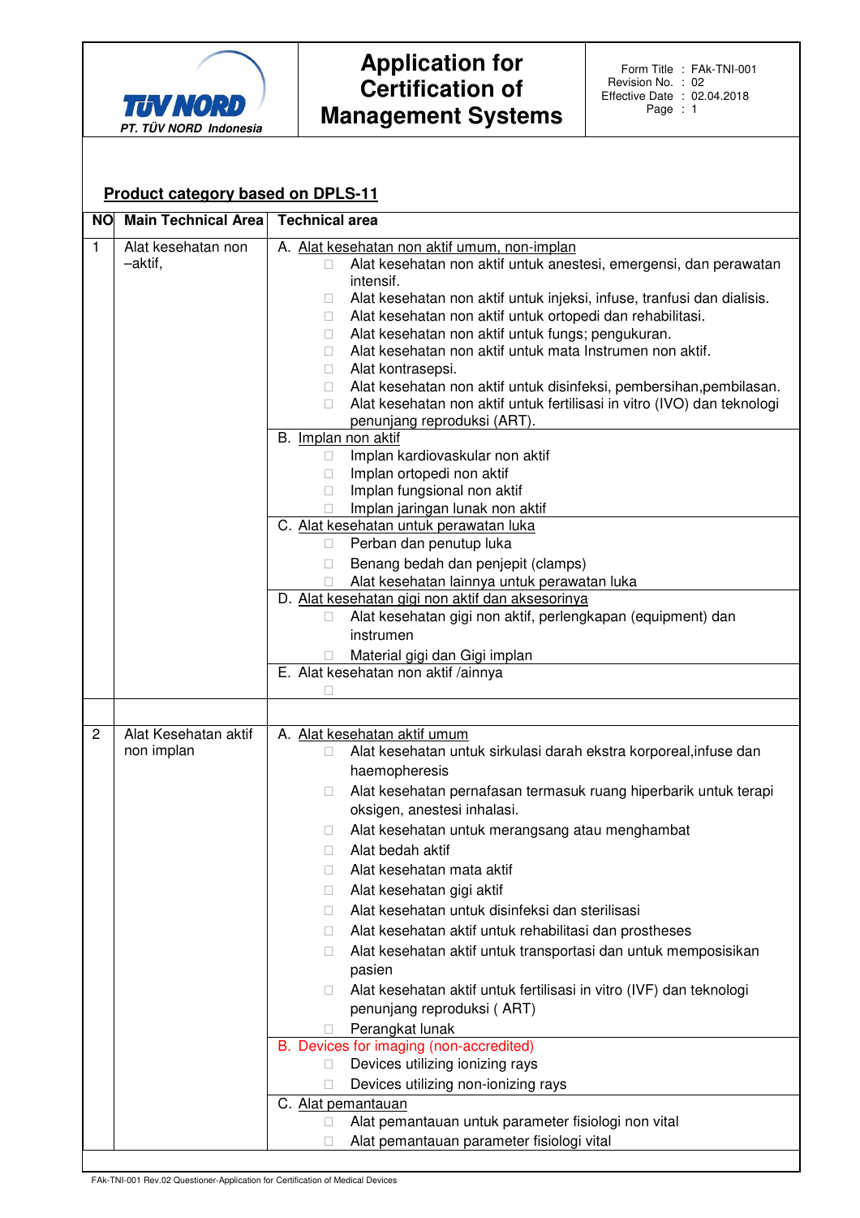## Product category based on DPLS-11

| NO | Main Technical Area | Technical area |
|---|---|---|
| 1 | Alat kesehatan non –aktif, | A. Alat kesehatan non aktif umum, non-implan<br>☐ Alat kesehatan non aktif untuk anestesi, emergensi, dan perawatan intensif.<br>☐ Alat kesehatan non aktif untuk injeksi, infuse, tranfusi dan dialisis.<br>☐ Alat kesehatan non aktif untuk ortopedi dan rehabilitasi.<br>☐ Alat kesehatan non aktif untuk fungs; pengukuran.<br>☐ Alat kesehatan non aktif untuk mata Instrumen non aktif.<br>☐ Alat kontrasepsi.<br>☐ Alat kesehatan non aktif untuk disinfeksi, pembersihan,pembilasan.<br>☐ Alat kesehatan non aktif untuk fertilisasi in vitro (IVO) dan teknologi penunjang reproduksi (ART). |
| | | B. Implan non aktif<br>☐ Implan kardiovaskular non aktif<br>☐ Implan ortopedi non aktif<br>☐ Implan fungsional non aktif<br>☐ Implan jaringan lunak non aktif |
| | | C. Alat kesehatan untuk perawatan luka<br>☐ Perban dan penutup luka<br>☐ Benang bedah dan penjepit (clamps)<br>☐ Alat kesehatan lainnya untuk perawatan luka |
| | | D. Alat kesehatan gigi non aktif dan aksesorinya<br>☐ Alat kesehatan gigi non aktif, perlengkapan (equipment) dan instrumen<br>☐ Material gigi dan Gigi implan |
| | | E. Alat kesehatan non aktif /ainnya<br>☐ |
| | | |
| 2 | Alat Kesehatan aktif non implan | A. Alat kesehatan aktif umum<br>☐ Alat kesehatan untuk sirkulasi darah ekstra korporeal,infuse dan haemopheresis<br>☐ Alat kesehatan pernafasan termasuk ruang hiperbarik untuk terapi oksigen, anestesi inhalasi.<br>☐ Alat kesehatan untuk merangsang atau menghambat<br>☐ Alat bedah aktif<br>☐ Alat kesehatan mata aktif<br>☐ Alat kesehatan gigi aktif<br>☐ Alat kesehatan untuk disinfeksi dan sterilisasi<br>☐ Alat kesehatan aktif untuk rehabilitasi dan prostheses<br>☐ Alat kesehatan aktif untuk transportasi dan untuk memposisikan pasien<br>☐ Alat kesehatan aktif untuk fertilisasi in vitro (IVF) dan teknologi penunjang reproduksi ( ART)<br>☐ Perangkat lunak |
| | | B. Devices for imaging (non-accredited)<br>☐ Devices utilizing ionizing rays<br>☐ Devices utilizing non-ionizing rays |
| | | C. Alat pemantauan<br>☐ Alat pemantauan untuk parameter fisiologi non vital<br>☐ Alat pemantauan parameter fisiologi vital |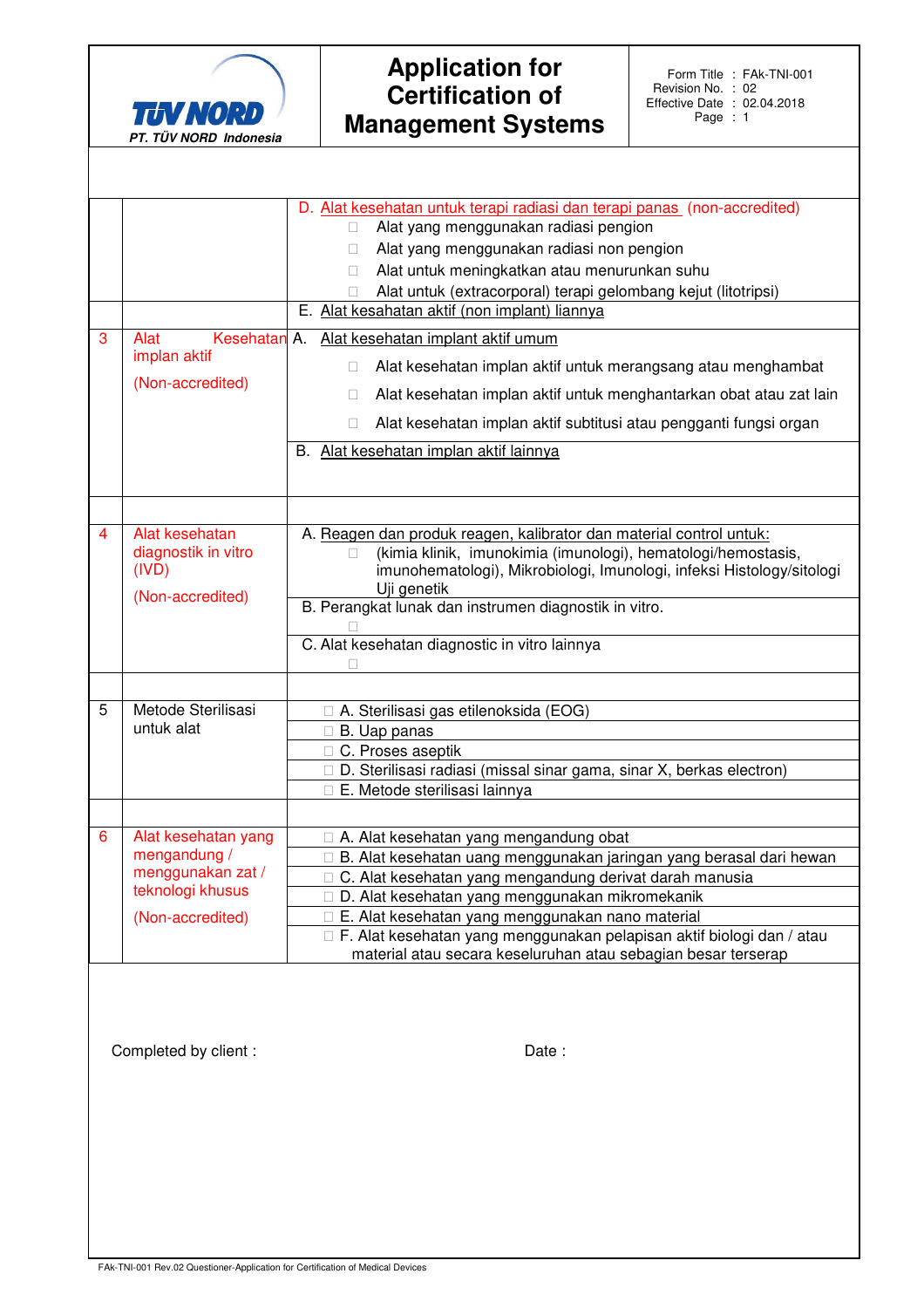| | | |
|---|---|---|
| | | D. Alat kesehatan untuk terapi radiasi dan terapi panas (non-accredited)<br>☐ Alat yang menggunakan radiasi pengion<br>☐ Alat yang menggunakan radiasi non pengion<br>☐ Alat untuk meningkatkan atau menurunkan suhu<br>☐ Alat untuk (extracorporal) terapi gelombang kejut (litotripsi) |
| | | E. Alat kesahatan aktif (non implant) liannya |
| 3 | Alat Kesehatan implan aktif<br><br>(Non-accredited) | A. Alat kesehatan implant aktif umum<br>☐ Alat kesehatan implan aktif untuk merangsang atau menghambat<br>☐ Alat kesehatan implan aktif untuk menghantarkan obat atau zat lain<br>☐ Alat kesehatan implan aktif subtitusi atau pengganti fungsi organ |
| | | B. Alat kesehatan implan aktif lainnya |
| | | |
| 4 | Alat kesehatan diagnostik in vitro (IVD)<br><br>(Non-accredited) | A. Reagen dan produk reagen, kalibrator dan material control untuk:<br>☐ (kimia klinik, imunokimia (imunologi), hematologi/hemostasis, imunohematologi), Mikrobiologi, Imunologi, infeksi Histology/sitologi Uji genetik |
| | | B. Perangkat lunak dan instrumen diagnostik in vitro.<br>☐ |
| | | C. Alat kesehatan diagnostic in vitro lainnya<br>☐ |
| | | |
| 5 | Metode Sterilisasi untuk alat | ☐ A. Sterilisasi gas etilenoksida (EOG) |
| | | ☐ B. Uap panas |
| | | ☐ C. Proses aseptik |
| | | ☐ D. Sterilisasi radiasi (missal sinar gama, sinar X, berkas electron) |
| | | ☐ E. Metode sterilisasi lainnya |
| | | |
| 6 | Alat kesehatan yang mengandung / menggunakan zat / teknologi khusus<br><br>(Non-accredited) | ☐ A. Alat kesehatan yang mengandung obat |
| | | ☐ B. Alat kesehatan uang menggunakan jaringan yang berasal dari hewan |
| | | ☐ C. Alat kesehatan yang mengandung derivat darah manusia |
| | | ☐ D. Alat kesehatan yang menggunakan mikromekanik |
| | | ☐ E. Alat kesehatan yang menggunakan nano material |
| | | ☐ F. Alat kesehatan yang menggunakan pelapisan aktif biologi dan / atau material atau secara keseluruhan atau sebagian besar terserap |

Completed by client : Date :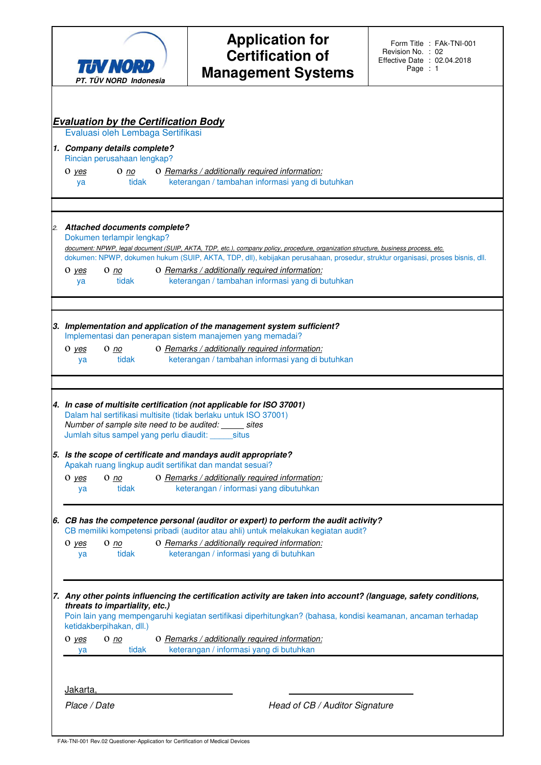| PT. TÜV NORD Indonesia | **Application for Certification of Management Systems** | Form Title : FAk-TNI-001<br>Revision No. : 02<br>Effective Date : 02.04.2018<br>Page : 1 |
| --- | --- | --- |

## ***Evaluation by the Certification Body***

Evaluasi oleh Lembaga Sertifikasi

**1. *Company details complete?***

Rincian perusahaan lengkap?

o *yes* ya    o *no* tidak    o *Remarks / additionally required information:* keterangan / tambahan informasi yang di butuhkan

**2. *Attached documents complete?***

Dokumen terlampir lengkap?

*document: NPWP, legal document (SUIP, AKTA, TDP, etc.), company policy, procedure, organization structure, business process, etc.*

dokumen: NPWP, dokumen hukum (SUIP, AKTA, TDP, dll), kebijakan perusahaan, prosedur, struktur organisasi, proses bisnis, dll.

o *yes* ya    o *no* tidak    o *Remarks / additionally required information:* keterangan / tambahan informasi yang di butuhkan

**3. *Implementation and application of the management system sufficient?***

Implementasi dan penerapan sistem manajemen yang memadai?

o *yes* ya    o *no* tidak    o *Remarks / additionally required information:* keterangan / tambahan informasi yang di butuhkan

**4. *In case of multisite certification (not applicable for ISO 37001)***

Dalam hal sertifikasi multisite (tidak berlaku untuk ISO 37001)

*Number of sample site need to be audited: _____ sites*

Jumlah situs sampel yang perlu diaudit: _____situs

**5. *Is the scope of certificate and mandays audit appropriate?***

Apakah ruang lingkup audit sertifikat dan mandat sesuai?

o *yes* ya    o *no* tidak    o *Remarks / additionally required information:* keterangan / informasi yang dibutuhkan

**6. *CB has the competence personal (auditor or expert) to perform the audit activity?***

CB memiliki kompetensi pribadi (auditor atau ahli) untuk melakukan kegiatan audit?

o *yes* ya    o *no* tidak    o *Remarks / additionally required information:* keterangan / informasi yang di butuhkan

**7. *Any other points influencing the certification activity are taken into account? (language, safety conditions, threats to impartiality, etc.)***

Poin lain yang mempengaruhi kegiatan sertifikasi diperhitungkan? (bahasa, kondisi keamanan, ancaman terhadap ketidakberpihakan, dll.)

o *yes* ya    o *no* tidak    o *Remarks / additionally required information:* keterangan / informasi yang di butuhkan

Jakarta, ______________________________        ______________________________

*Place / Date*        *Head of CB / Auditor Signature*

FAk-TNI-001 Rev.02 Questioner-Application for Certification of Medical Devices